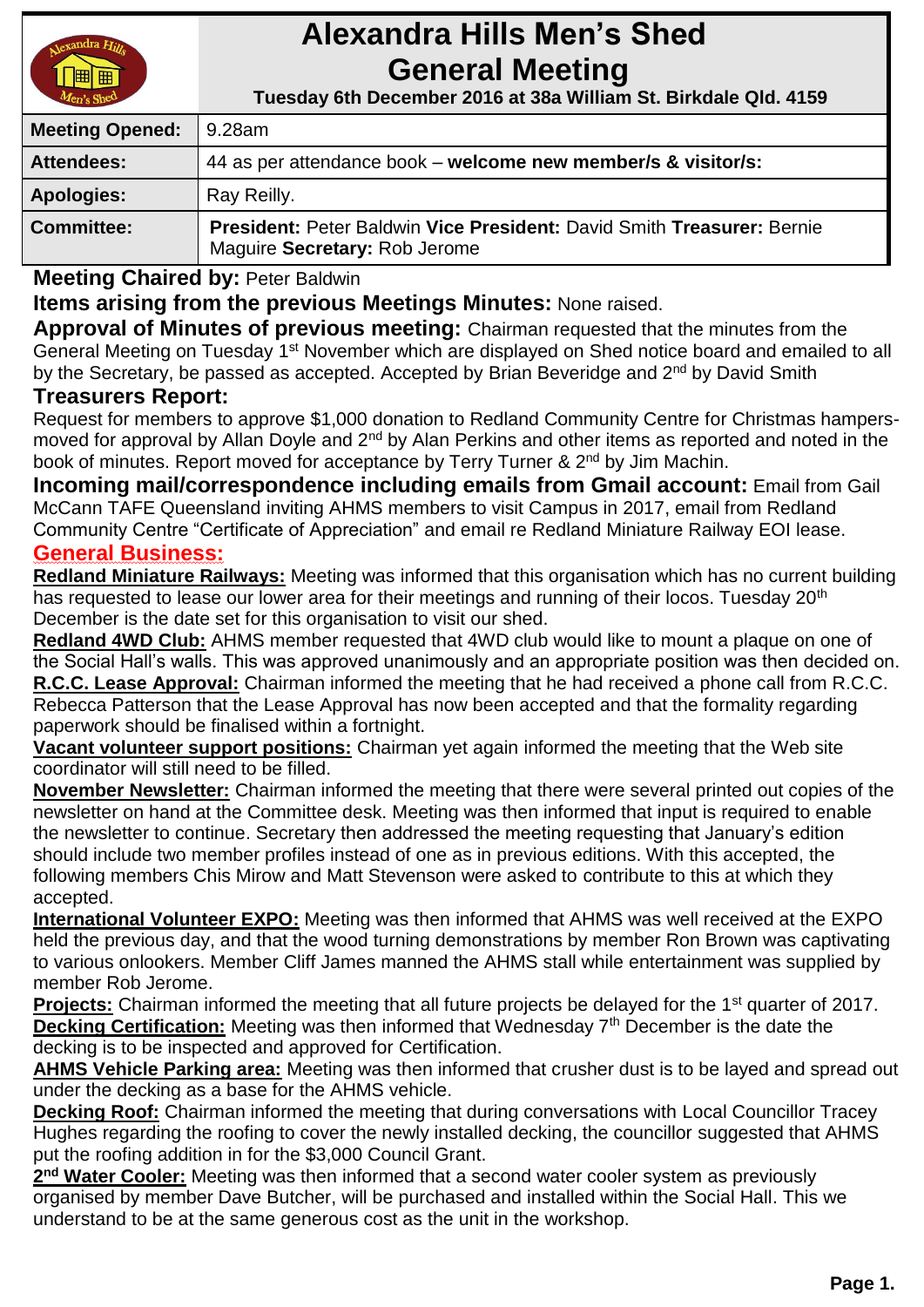# Alexandra Hills Men's Shed General Meeting

**Tuesday 6th December 2016 at 38a William St. Birkdale Qld. 4159**

| | |
|---|---|
| **Meeting Opened:** | 9.28am |
| **Attendees:** | 44 as per attendance book – **welcome new member/s & visitor/s:** |
| **Apologies:** | Ray Reilly. |
| **Committee:** | **President:** Peter Baldwin **Vice President:** David Smith **Treasurer:** Bernie Maguire **Secretary:** Rob Jerome |

**Meeting Chaired by:** Peter Baldwin

**Items arising from the previous Meetings Minutes:** None raised.

**Approval of Minutes of previous meeting:** Chairman requested that the minutes from the General Meeting on Tuesday 1st November which are displayed on Shed notice board and emailed to all by the Secretary, be passed as accepted. Accepted by Brian Beveridge and 2nd by David Smith

**Treasurers Report:**

Request for members to approve $1,000 donation to Redland Community Centre for Christmas hampers- moved for approval by Allan Doyle and 2nd by Alan Perkins and other items as reported and noted in the book of minutes. Report moved for acceptance by Terry Turner & 2nd by Jim Machin.

**Incoming mail/correspondence including emails from Gmail account:** Email from Gail McCann TAFE Queensland inviting AHMS members to visit Campus in 2017, email from Redland Community Centre "Certificate of Appreciation" and email re Redland Miniature Railway EOI lease.

## General Business:

**Redland Miniature Railways:** Meeting was informed that this organisation which has no current building has requested to lease our lower area for their meetings and running of their locos. Tuesday 20th December is the date set for this organisation to visit our shed.

**Redland 4WD Club:** AHMS member requested that 4WD club would like to mount a plaque on one of the Social Hall's walls. This was approved unanimously and an appropriate position was then decided on.

**R.C.C. Lease Approval:** Chairman informed the meeting that he had received a phone call from R.C.C. Rebecca Patterson that the Lease Approval has now been accepted and that the formality regarding paperwork should be finalised within a fortnight.

**Vacant volunteer support positions:** Chairman yet again informed the meeting that the Web site coordinator will still need to be filled.

**November Newsletter:** Chairman informed the meeting that there were several printed out copies of the newsletter on hand at the Committee desk. Meeting was then informed that input is required to enable the newsletter to continue. Secretary then addressed the meeting requesting that January's edition should include two member profiles instead of one as in previous editions. With this accepted, the following members Chis Mirow and Matt Stevenson were asked to contribute to this at which they accepted.

**International Volunteer EXPO:** Meeting was then informed that AHMS was well received at the EXPO held the previous day, and that the wood turning demonstrations by member Ron Brown was captivating to various onlookers. Member Cliff James manned the AHMS stall while entertainment was supplied by member Rob Jerome.

**Projects:** Chairman informed the meeting that all future projects be delayed for the 1st quarter of 2017.

**Decking Certification:** Meeting was then informed that Wednesday 7th December is the date the decking is to be inspected and approved for Certification.

**AHMS Vehicle Parking area:** Meeting was then informed that crusher dust is to be layed and spread out under the decking as a base for the AHMS vehicle.

**Decking Roof:** Chairman informed the meeting that during conversations with Local Councillor Tracey Hughes regarding the roofing to cover the newly installed decking, the councillor suggested that AHMS put the roofing addition in for the $3,000 Council Grant.

**2nd Water Cooler:** Meeting was then informed that a second water cooler system as previously organised by member Dave Butcher, will be purchased and installed within the Social Hall. This we understand to be at the same generous cost as the unit in the workshop.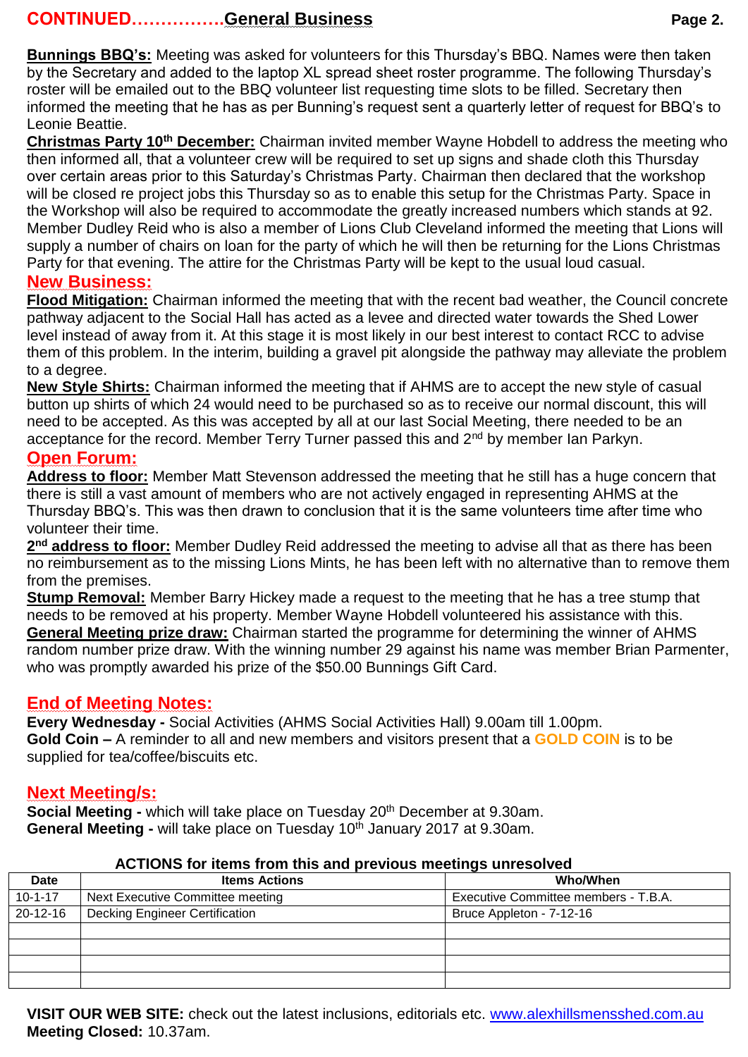## CONTINUED…………….General Business

**Bunnings BBQ's:** Meeting was asked for volunteers for this Thursday's BBQ. Names were then taken by the Secretary and added to the laptop XL spread sheet roster programme. The following Thursday's roster will be emailed out to the BBQ volunteer list requesting time slots to be filled. Secretary then informed the meeting that he has as per Bunning's request sent a quarterly letter of request for BBQ's to Leonie Beattie.

**Christmas Party 10th December:** Chairman invited member Wayne Hobdell to address the meeting who then informed all, that a volunteer crew will be required to set up signs and shade cloth this Thursday over certain areas prior to this Saturday's Christmas Party. Chairman then declared that the workshop will be closed re project jobs this Thursday so as to enable this setup for the Christmas Party. Space in the Workshop will also be required to accommodate the greatly increased numbers which stands at 92. Member Dudley Reid who is also a member of Lions Club Cleveland informed the meeting that Lions will supply a number of chairs on loan for the party of which he will then be returning for the Lions Christmas Party for that evening. The attire for the Christmas Party will be kept to the usual loud casual.

## New Business:

**Flood Mitigation:** Chairman informed the meeting that with the recent bad weather, the Council concrete pathway adjacent to the Social Hall has acted as a levee and directed water towards the Shed Lower level instead of away from it. At this stage it is most likely in our best interest to contact RCC to advise them of this problem. In the interim, building a gravel pit alongside the pathway may alleviate the problem to a degree.

**New Style Shirts:** Chairman informed the meeting that if AHMS are to accept the new style of casual button up shirts of which 24 would need to be purchased so as to receive our normal discount, this will need to be accepted. As this was accepted by all at our last Social Meeting, there needed to be an acceptance for the record. Member Terry Turner passed this and 2nd by member Ian Parkyn.

## Open Forum:

**Address to floor:** Member Matt Stevenson addressed the meeting that he still has a huge concern that there is still a vast amount of members who are not actively engaged in representing AHMS at the Thursday BBQ's. This was then drawn to conclusion that it is the same volunteers time after time who volunteer their time.

**2nd address to floor:** Member Dudley Reid addressed the meeting to advise all that as there has been no reimbursement as to the missing Lions Mints, he has been left with no alternative than to remove them from the premises.

**Stump Removal:** Member Barry Hickey made a request to the meeting that he has a tree stump that needs to be removed at his property. Member Wayne Hobdell volunteered his assistance with this.

**General Meeting prize draw:** Chairman started the programme for determining the winner of AHMS random number prize draw. With the winning number 29 against his name was member Brian Parmenter, who was promptly awarded his prize of the $50.00 Bunnings Gift Card.

## End of Meeting Notes:

**Every Wednesday -** Social Activities (AHMS Social Activities Hall) 9.00am till 1.00pm.
**Gold Coin –** A reminder to all and new members and visitors present that a **GOLD COIN** is to be supplied for tea/coffee/biscuits etc.

## Next Meeting/s:

**Social Meeting -** which will take place on Tuesday 20th December at 9.30am.
**General Meeting -** will take place on Tuesday 10th January 2017 at 9.30am.

**ACTIONS for items from this and previous meetings unresolved**

| Date | Items Actions | Who/When |
|---|---|---|
| 10-1-17 | Next Executive Committee meeting | Executive Committee members - T.B.A. |
| 20-12-16 | Decking Engineer Certification | Bruce Appleton - 7-12-16 |
| | | |
| | | |
| | | |
| | | |

**VISIT OUR WEB SITE:** check out the latest inclusions, editorials etc. www.alexhillsmensshed.com.au
**Meeting Closed:** 10.37am.